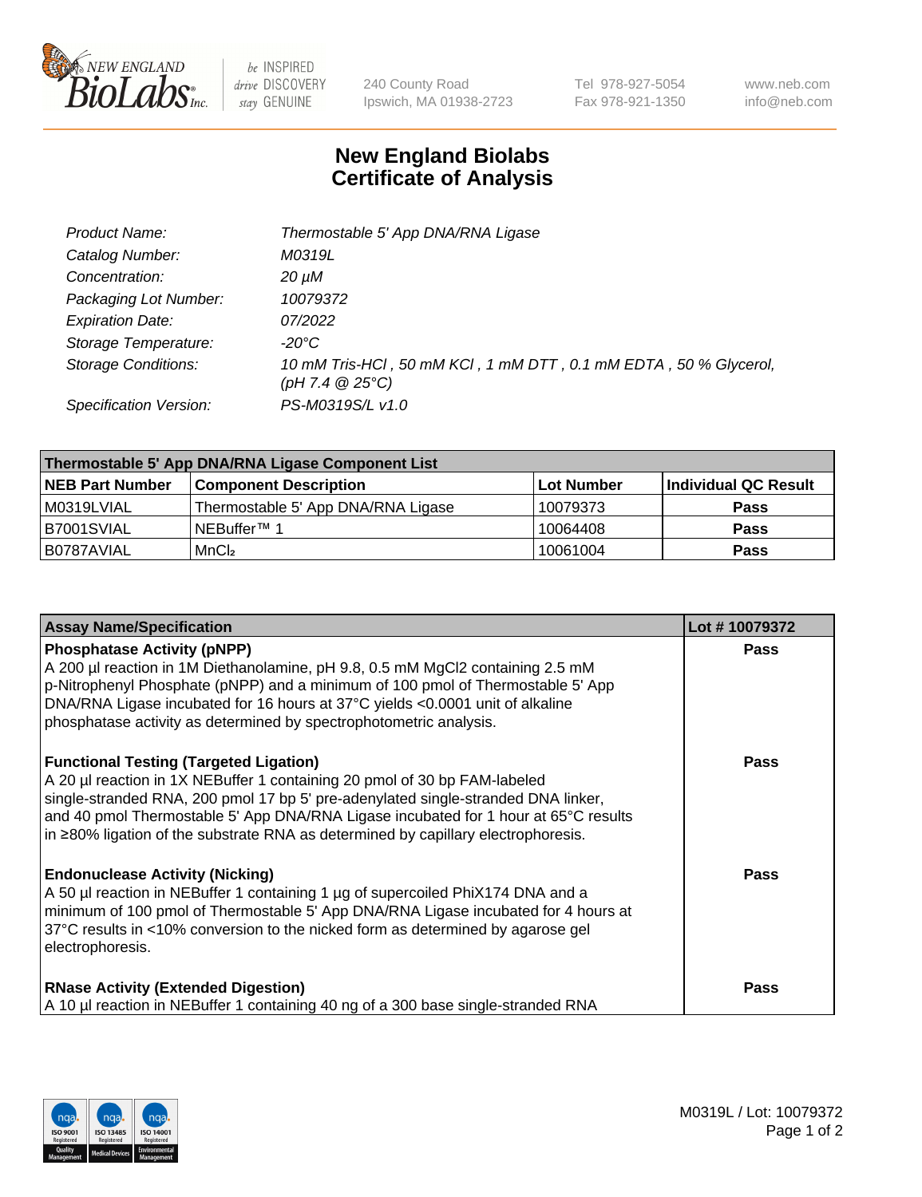240 County Road
Ipswich, MA 01938-2723

Tel 978-927-5054
Fax 978-921-1350

www.neb.com
info@neb.com

# New England Biolabs
# Certificate of Analysis

| | |
|---|---|
| *Product Name:* | *Thermostable 5' App DNA/RNA Ligase* |
| *Catalog Number:* | *M0319L* |
| *Concentration:* | *20 µM* |
| *Packaging Lot Number:* | *10079372* |
| *Expiration Date:* | *07/2022* |
| *Storage Temperature:* | *-20°C* |
| *Storage Conditions:* | *10 mM Tris-HCl , 50 mM KCl , 1 mM DTT , 0.1 mM EDTA , 50 % Glycerol, (pH 7.4 @ 25°C)* |
| *Specification Version:* | *PS-M0319S/L v1.0* |

| Thermostable 5' App DNA/RNA Ligase Component List | | | |
|---|---|---|---|
| **NEB Part Number** | **Component Description** | **Lot Number** | **Individual QC Result** |
| M0319LVIAL | Thermostable 5' App DNA/RNA Ligase | 10079373 | **Pass** |
| B7001SVIAL | NEBuffer™ 1 | 10064408 | **Pass** |
| B0787AVIAL | $MnCl_2$ | 10061004 | **Pass** |

| Assay Name/Specification | Lot # 10079372 |
|---|---|
| **Phosphatase Activity (pNPP)**<br>A 200 µl reaction in 1M Diethanolamine, pH 9.8, 0.5 mM MgCl2 containing 2.5 mM p-Nitrophenyl Phosphate (pNPP) and a minimum of 100 pmol of Thermostable 5' App DNA/RNA Ligase incubated for 16 hours at 37°C yields <0.0001 unit of alkaline phosphatase activity as determined by spectrophotometric analysis. | **Pass** |
| **Functional Testing (Targeted Ligation)**<br>A 20 µl reaction in 1X NEBuffer 1 containing 20 pmol of 30 bp FAM-labeled single-stranded RNA, 200 pmol 17 bp 5' pre-adenylated single-stranded DNA linker, and 40 pmol Thermostable 5' App DNA/RNA Ligase incubated for 1 hour at 65°C results in ≥80% ligation of the substrate RNA as determined by capillary electrophoresis. | **Pass** |
| **Endonuclease Activity (Nicking)**<br>A 50 µl reaction in NEBuffer 1 containing 1 µg of supercoiled PhiX174 DNA and a minimum of 100 pmol of Thermostable 5' App DNA/RNA Ligase incubated for 4 hours at 37°C results in <10% conversion to the nicked form as determined by agarose gel electrophoresis. | **Pass** |
| **RNase Activity (Extended Digestion)**<br>A 10 µl reaction in NEBuffer 1 containing 40 ng of a 300 base single-stranded RNA | **Pass** |

M0319L / Lot: 10079372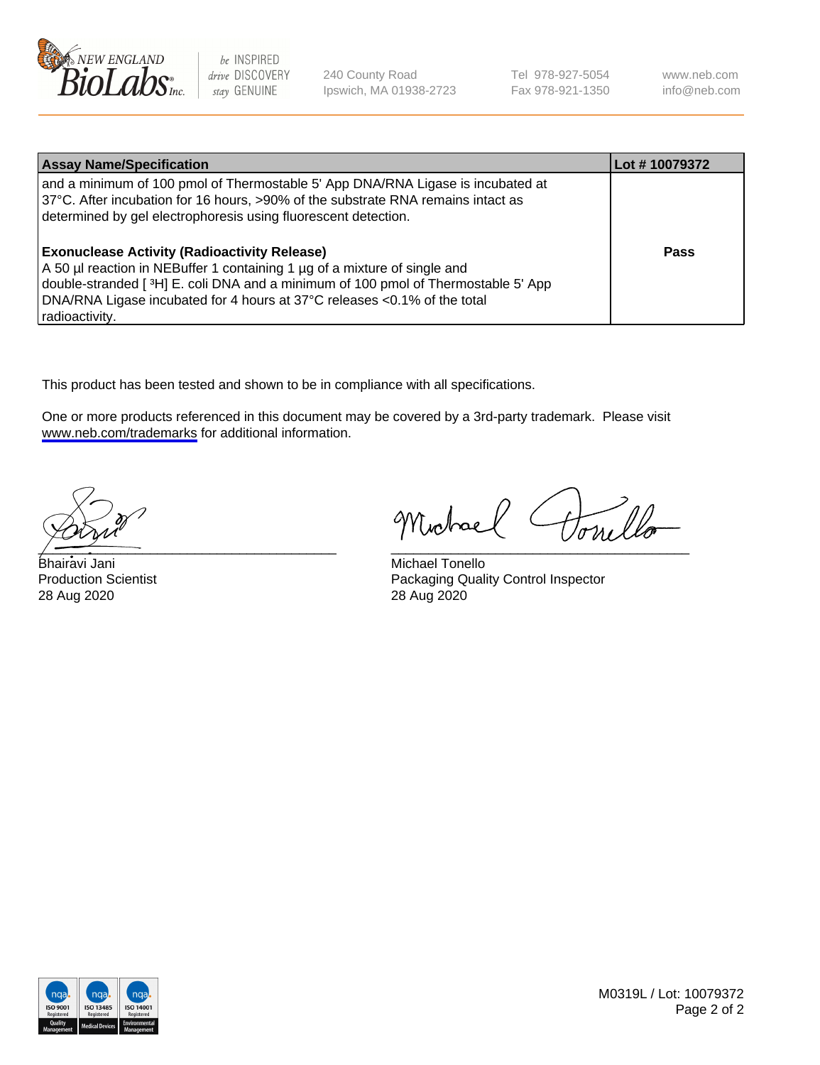| Assay Name/Specification | Lot # 10079372 |
| --- | --- |
| and a minimum of 100 pmol of Thermostable 5' App DNA/RNA Ligase is incubated at 37°C. After incubation for 16 hours, >90% of the substrate RNA remains intact as determined by gel electrophoresis using fluorescent detection. | |
| **Exonuclease Activity (Radioactivity Release)**<br>A 50 µl reaction in NEBuffer 1 containing 1 µg of a mixture of single and double-stranded [ $^{3}$H] E. coli DNA and a minimum of 100 pmol of Thermostable 5' App DNA/RNA Ligase incubated for 4 hours at 37°C releases <0.1% of the total radioactivity. | **Pass** |

This product has been tested and shown to be in compliance with all specifications.

One or more products referenced in this document may be covered by a 3rd-party trademark. Please visit www.neb.com/trademarks for additional information.

Bhairavi Jani
Production Scientist
28 Aug 2020

Michael Tonello
Packaging Quality Control Inspector
28 Aug 2020

M0319L / Lot: 10079372